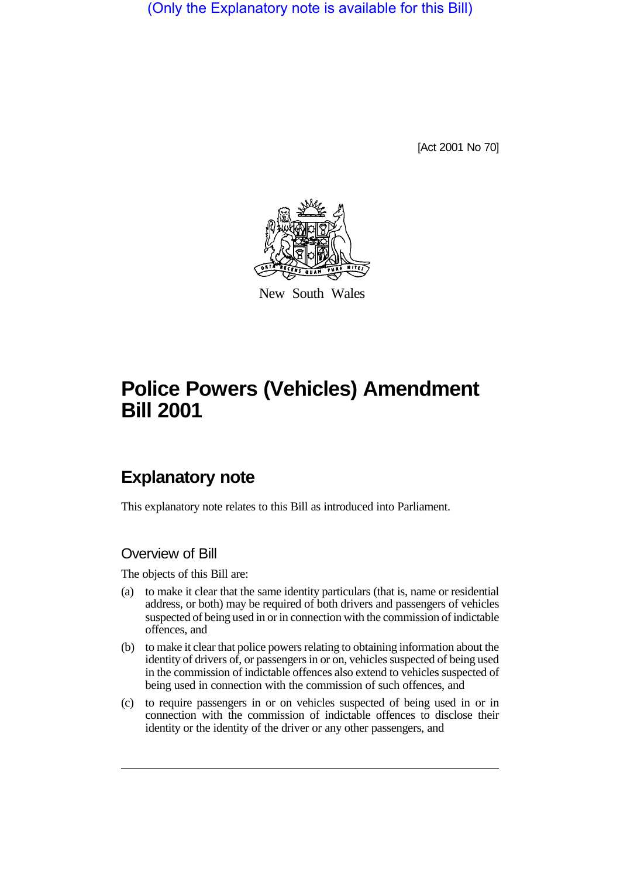(Only the Explanatory note is available for this Bill)

[Act 2001 No 70]

New South Wales

# Police Powers (Vehicles) Amendment Bill 2001

## Explanatory note

This explanatory note relates to this Bill as introduced into Parliament.

### Overview of Bill

The objects of this Bill are:

(a) to make it clear that the same identity particulars (that is, name or residential address, or both) may be required of both drivers and passengers of vehicles suspected of being used in or in connection with the commission of indictable offences, and

(b) to make it clear that police powers relating to obtaining information about the identity of drivers of, or passengers in or on, vehicles suspected of being used in the commission of indictable offences also extend to vehicles suspected of being used in connection with the commission of such offences, and

(c) to require passengers in or on vehicles suspected of being used in or in connection with the commission of indictable offences to disclose their identity or the identity of the driver or any other passengers, and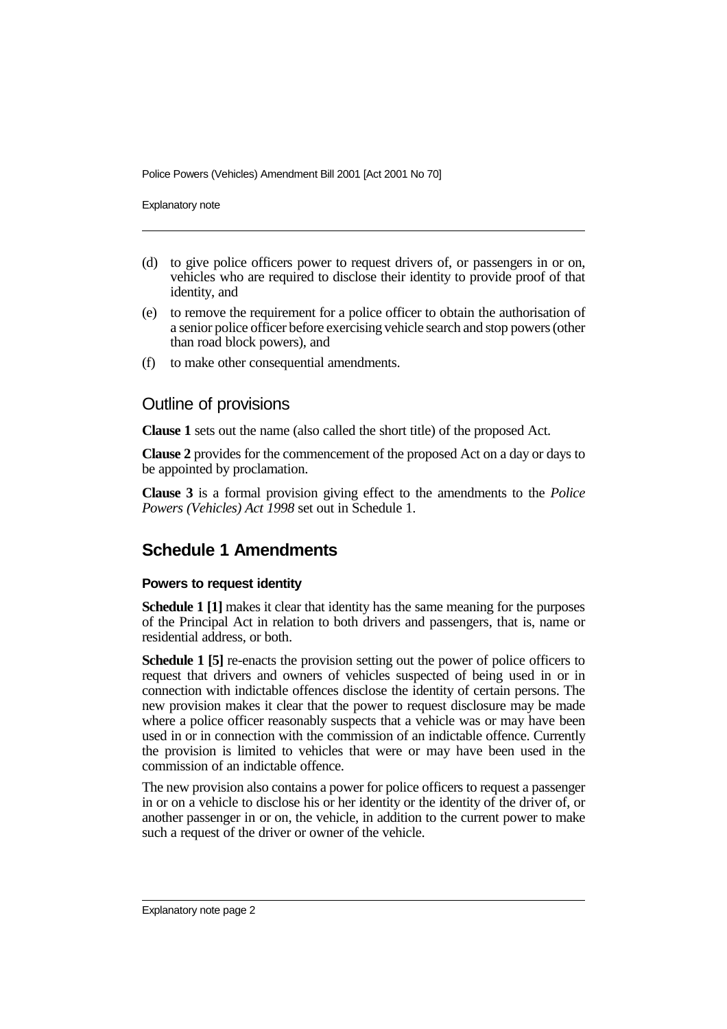(d) to give police officers power to request drivers of, or passengers in or on, vehicles who are required to disclose their identity to provide proof of that identity, and

(e) to remove the requirement for a police officer to obtain the authorisation of a senior police officer before exercising vehicle search and stop powers (other than road block powers), and

(f) to make other consequential amendments.

## Outline of provisions

**Clause 1** sets out the name (also called the short title) of the proposed Act.

**Clause 2** provides for the commencement of the proposed Act on a day or days to be appointed by proclamation.

**Clause 3** is a formal provision giving effect to the amendments to the *Police Powers (Vehicles) Act 1998* set out in Schedule 1.

## Schedule 1 Amendments

#### Powers to request identity

**Schedule 1 [1]** makes it clear that identity has the same meaning for the purposes of the Principal Act in relation to both drivers and passengers, that is, name or residential address, or both.

**Schedule 1 [5]** re-enacts the provision setting out the power of police officers to request that drivers and owners of vehicles suspected of being used in or in connection with indictable offences disclose the identity of certain persons. The new provision makes it clear that the power to request disclosure may be made where a police officer reasonably suspects that a vehicle was or may have been used in or in connection with the commission of an indictable offence. Currently the provision is limited to vehicles that were or may have been used in the commission of an indictable offence.

The new provision also contains a power for police officers to request a passenger in or on a vehicle to disclose his or her identity or the identity of the driver of, or another passenger in or on, the vehicle, in addition to the current power to make such a request of the driver or owner of the vehicle.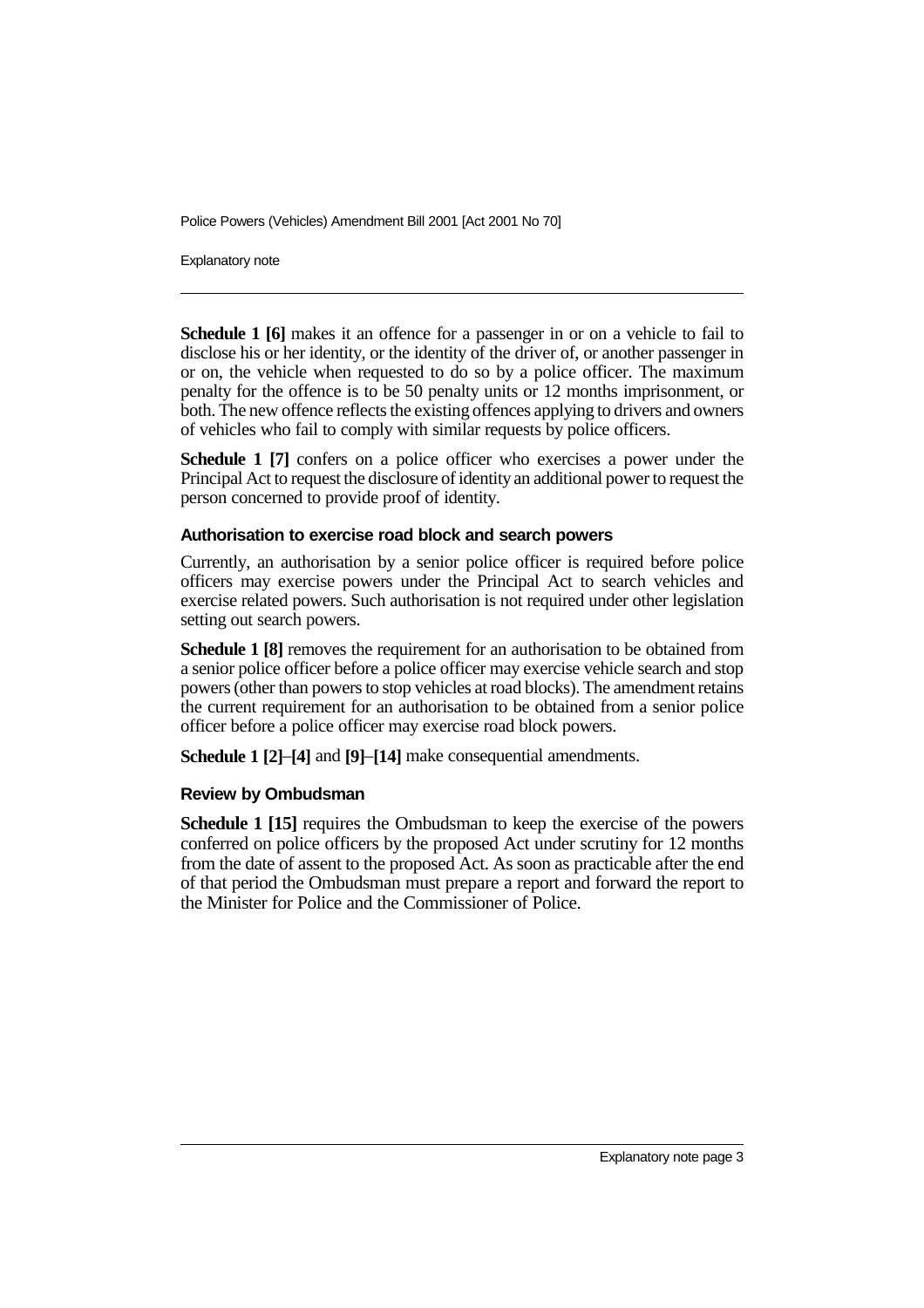**Schedule 1 [6]** makes it an offence for a passenger in or on a vehicle to fail to disclose his or her identity, or the identity of the driver of, or another passenger in or on, the vehicle when requested to do so by a police officer. The maximum penalty for the offence is to be 50 penalty units or 12 months imprisonment, or both. The new offence reflects the existing offences applying to drivers and owners of vehicles who fail to comply with similar requests by police officers.

**Schedule 1 [7]** confers on a police officer who exercises a power under the Principal Act to request the disclosure of identity an additional power to request the person concerned to provide proof of identity.

### Authorisation to exercise road block and search powers

Currently, an authorisation by a senior police officer is required before police officers may exercise powers under the Principal Act to search vehicles and exercise related powers. Such authorisation is not required under other legislation setting out search powers.

**Schedule 1 [8]** removes the requirement for an authorisation to be obtained from a senior police officer before a police officer may exercise vehicle search and stop powers (other than powers to stop vehicles at road blocks). The amendment retains the current requirement for an authorisation to be obtained from a senior police officer before a police officer may exercise road block powers.

**Schedule 1 [2]–[4]** and **[9]–[14]** make consequential amendments.

### Review by Ombudsman

**Schedule 1 [15]** requires the Ombudsman to keep the exercise of the powers conferred on police officers by the proposed Act under scrutiny for 12 months from the date of assent to the proposed Act. As soon as practicable after the end of that period the Ombudsman must prepare a report and forward the report to the Minister for Police and the Commissioner of Police.